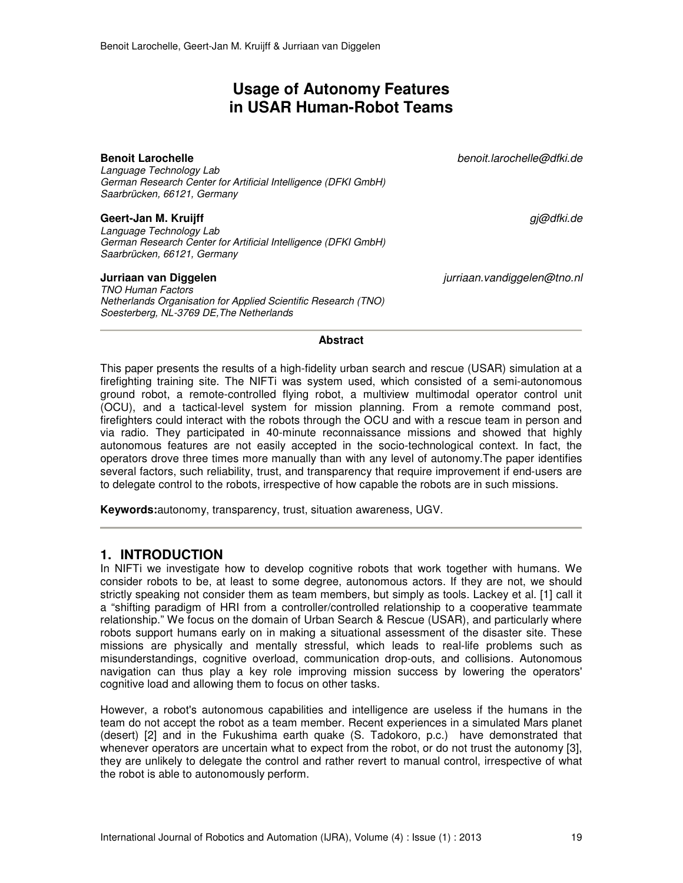# Usage of Autonomy Features in USAR Human-Robot Teams

**Benoit Larochelle** *benoit.larochelle@dfki.de*
*Language Technology Lab*
*German Research Center for Artificial Intelligence (DFKI GmbH)*
*Saarbrücken, 66121, Germany*

**Geert-Jan M. Kruijff** *gj@dfki.de*
*Language Technology Lab*
*German Research Center for Artificial Intelligence (DFKI GmbH)*
*Saarbrücken, 66121, Germany*

**Jurriaan van Diggelen** *jurriaan.vandiggelen@tno.nl*
*TNO Human Factors*
*Netherlands Organisation for Applied Scientific Research (TNO)*
*Soesterberg, NL-3769 DE,The Netherlands*

---

**Abstract**

This paper presents the results of a high-fidelity urban search and rescue (USAR) simulation at a firefighting training site. The NIFTi was system used, which consisted of a semi-autonomous ground robot, a remote-controlled flying robot, a multiview multimodal operator control unit (OCU), and a tactical-level system for mission planning. From a remote command post, firefighters could interact with the robots through the OCU and with a rescue team in person and via radio. They participated in 40-minute reconnaissance missions and showed that highly autonomous features are not easily accepted in the socio-technological context. In fact, the operators drove three times more manually than with any level of autonomy.The paper identifies several factors, such reliability, trust, and transparency that require improvement if end-users are to delegate control to the robots, irrespective of how capable the robots are in such missions.

**Keywords:**autonomy, transparency, trust, situation awareness, UGV.

---

## 1. INTRODUCTION

In NIFTi we investigate how to develop cognitive robots that work together with humans. We consider robots to be, at least to some degree, autonomous actors. If they are not, we should strictly speaking not consider them as team members, but simply as tools. Lackey et al. [1] call it a "shifting paradigm of HRI from a controller/controlled relationship to a cooperative teammate relationship." We focus on the domain of Urban Search & Rescue (USAR), and particularly where robots support humans early on in making a situational assessment of the disaster site. These missions are physically and mentally stressful, which leads to real-life problems such as misunderstandings, cognitive overload, communication drop-outs, and collisions. Autonomous navigation can thus play a key role improving mission success by lowering the operators' cognitive load and allowing them to focus on other tasks.

However, a robot's autonomous capabilities and intelligence are useless if the humans in the team do not accept the robot as a team member. Recent experiences in a simulated Mars planet (desert) [2] and in the Fukushima earth quake (S. Tadokoro, p.c.) have demonstrated that whenever operators are uncertain what to expect from the robot, or do not trust the autonomy [3], they are unlikely to delegate the control and rather revert to manual control, irrespective of what the robot is able to autonomously perform.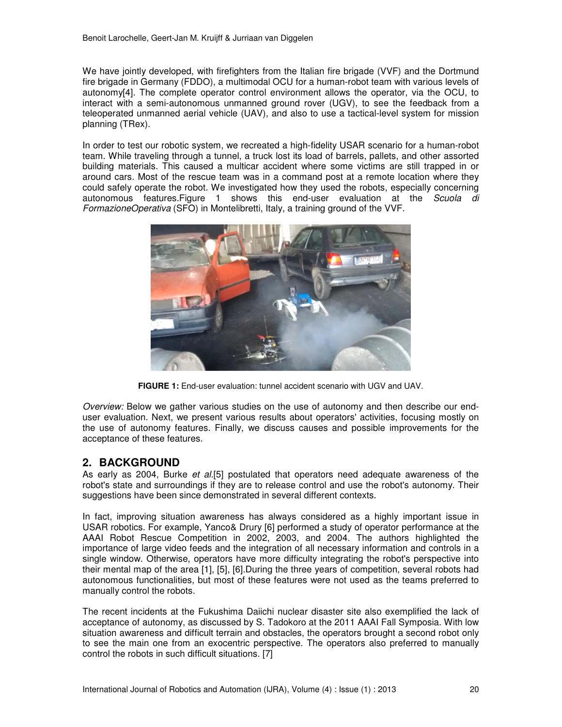We have jointly developed, with firefighters from the Italian fire brigade (VVF) and the Dortmund fire brigade in Germany (FDDO), a multimodal OCU for a human-robot team with various levels of autonomy[4]. The complete operator control environment allows the operator, via the OCU, to interact with a semi-autonomous unmanned ground rover (UGV), to see the feedback from a teleoperated unmanned aerial vehicle (UAV), and also to use a tactical-level system for mission planning (TRex).

In order to test our robotic system, we recreated a high-fidelity USAR scenario for a human-robot team. While traveling through a tunnel, a truck lost its load of barrels, pallets, and other assorted building materials. This caused a multicar accident where some victims are still trapped in or around cars. Most of the rescue team was in a command post at a remote location where they could safely operate the robot. We investigated how they used the robots, especially concerning autonomous features.Figure 1 shows this end-user evaluation at the *Scuola di FormazioneOperativa* (SFO) in Montelibretti, Italy, a training ground of the VVF.

**FIGURE 1:** End-user evaluation: tunnel accident scenario with UGV and UAV.

*Overview:* Below we gather various studies on the use of autonomy and then describe our end-user evaluation. Next, we present various results about operators' activities, focusing mostly on the use of autonomy features. Finally, we discuss causes and possible improvements for the acceptance of these features.

## 2. BACKGROUND

As early as 2004, Burke *et al.*[5] postulated that operators need adequate awareness of the robot's state and surroundings if they are to release control and use the robot's autonomy. Their suggestions have been since demonstrated in several different contexts.

In fact, improving situation awareness has always considered as a highly important issue in USAR robotics. For example, Yanco& Drury [6] performed a study of operator performance at the AAAI Robot Rescue Competition in 2002, 2003, and 2004. The authors highlighted the importance of large video feeds and the integration of all necessary information and controls in a single window. Otherwise, operators have more difficulty integrating the robot's perspective into their mental map of the area [1], [5], [6].During the three years of competition, several robots had autonomous functionalities, but most of these features were not used as the teams preferred to manually control the robots.

The recent incidents at the Fukushima Daiichi nuclear disaster site also exemplified the lack of acceptance of autonomy, as discussed by S. Tadokoro at the 2011 AAAI Fall Symposia. With low situation awareness and difficult terrain and obstacles, the operators brought a second robot only to see the main one from an exocentric perspective. The operators also preferred to manually control the robots in such difficult situations. [7]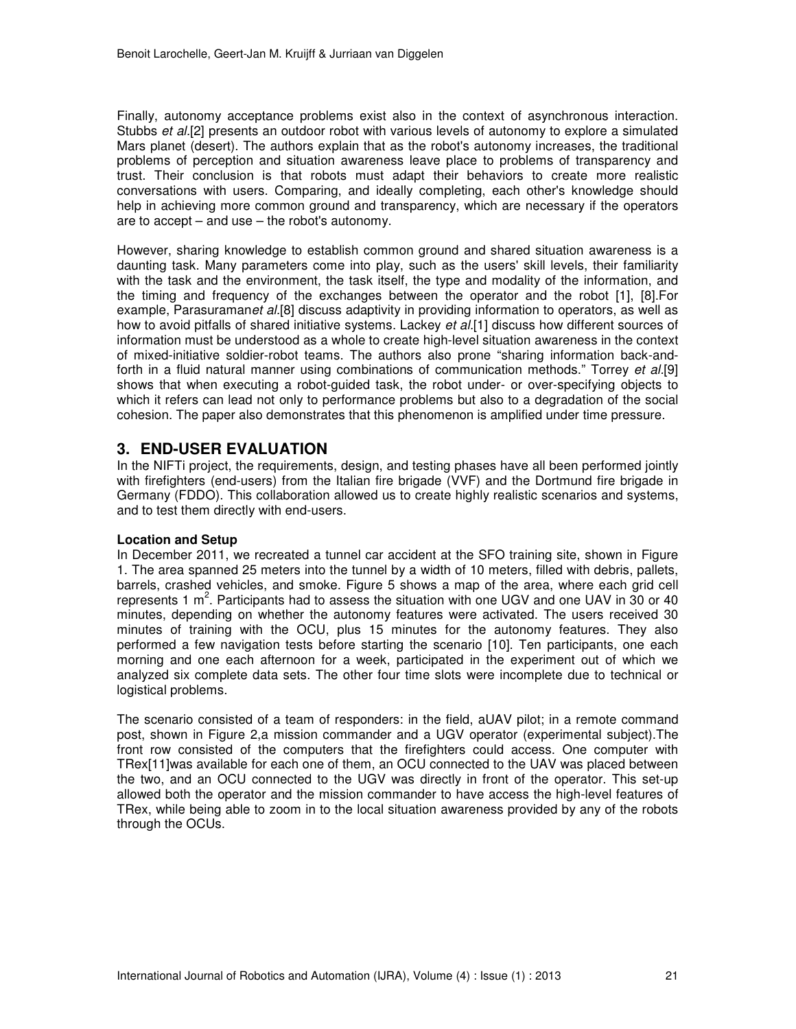Finally, autonomy acceptance problems exist also in the context of asynchronous interaction. Stubbs *et al.*[2] presents an outdoor robot with various levels of autonomy to explore a simulated Mars planet (desert). The authors explain that as the robot's autonomy increases, the traditional problems of perception and situation awareness leave place to problems of transparency and trust. Their conclusion is that robots must adapt their behaviors to create more realistic conversations with users. Comparing, and ideally completing, each other's knowledge should help in achieving more common ground and transparency, which are necessary if the operators are to accept – and use – the robot's autonomy.

However, sharing knowledge to establish common ground and shared situation awareness is a daunting task. Many parameters come into play, such as the users' skill levels, their familiarity with the task and the environment, the task itself, the type and modality of the information, and the timing and frequency of the exchanges between the operator and the robot [1], [8].For example, Parasuraman*et al.*[8] discuss adaptivity in providing information to operators, as well as how to avoid pitfalls of shared initiative systems. Lackey *et al.*[1] discuss how different sources of information must be understood as a whole to create high-level situation awareness in the context of mixed-initiative soldier-robot teams. The authors also prone "sharing information back-and-forth in a fluid natural manner using combinations of communication methods." Torrey *et al.*[9] shows that when executing a robot-guided task, the robot under- or over-specifying objects to which it refers can lead not only to performance problems but also to a degradation of the social cohesion. The paper also demonstrates that this phenomenon is amplified under time pressure.

## 3. END-USER EVALUATION

In the NIFTi project, the requirements, design, and testing phases have all been performed jointly with firefighters (end-users) from the Italian fire brigade (VVF) and the Dortmund fire brigade in Germany (FDDO). This collaboration allowed us to create highly realistic scenarios and systems, and to test them directly with end-users.

**Location and Setup**

In December 2011, we recreated a tunnel car accident at the SFO training site, shown in Figure 1. The area spanned 25 meters into the tunnel by a width of 10 meters, filled with debris, pallets, barrels, crashed vehicles, and smoke. Figure 5 shows a map of the area, where each grid cell represents 1 m$^2$. Participants had to assess the situation with one UGV and one UAV in 30 or 40 minutes, depending on whether the autonomy features were activated. The users received 30 minutes of training with the OCU, plus 15 minutes for the autonomy features. They also performed a few navigation tests before starting the scenario [10]. Ten participants, one each morning and one each afternoon for a week, participated in the experiment out of which we analyzed six complete data sets. The other four time slots were incomplete due to technical or logistical problems.

The scenario consisted of a team of responders: in the field, aUAV pilot; in a remote command post, shown in Figure 2,a mission commander and a UGV operator (experimental subject).The front row consisted of the computers that the firefighters could access. One computer with TRex[11]was available for each one of them, an OCU connected to the UAV was placed between the two, and an OCU connected to the UGV was directly in front of the operator. This set-up allowed both the operator and the mission commander to have access the high-level features of TRex, while being able to zoom in to the local situation awareness provided by any of the robots through the OCUs.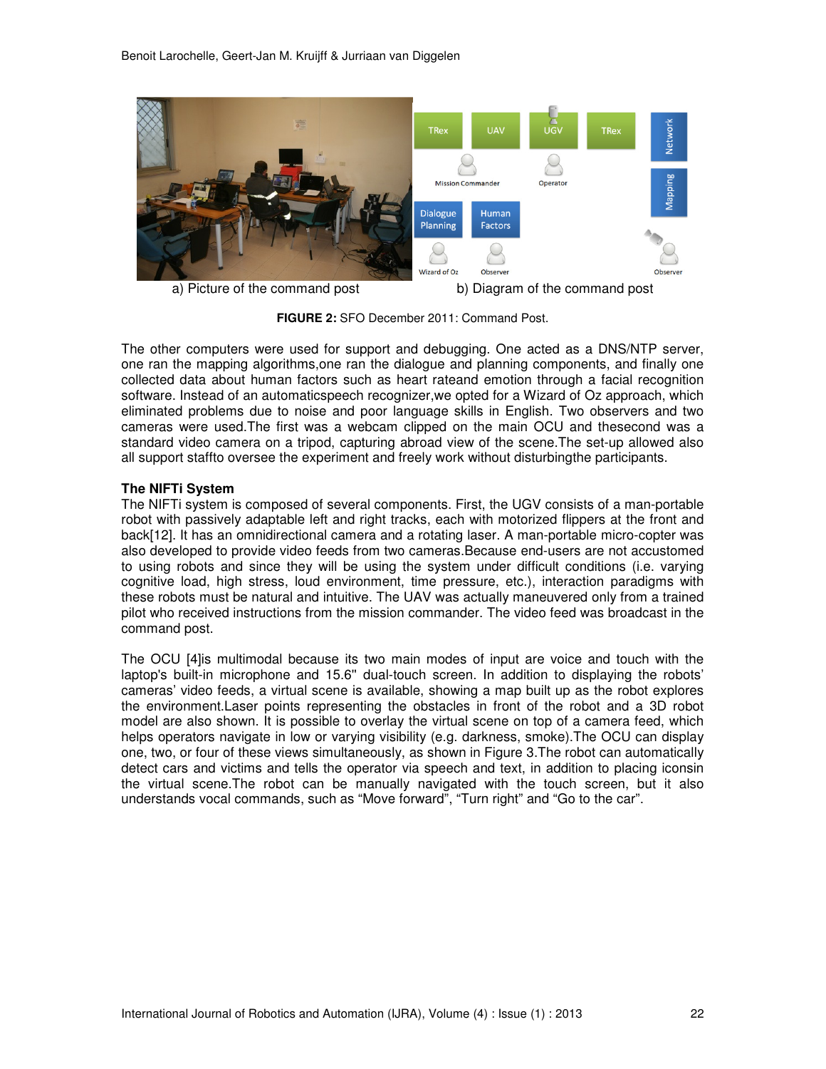a) Picture of the command post

b) Diagram of the command post

**FIGURE 2:** SFO December 2011: Command Post.

The other computers were used for support and debugging. One acted as a DNS/NTP server, one ran the mapping algorithms,one ran the dialogue and planning components, and finally one collected data about human factors such as heart rateand emotion through a facial recognition software. Instead of an automaticspeech recognizer,we opted for a Wizard of Oz approach, which eliminated problems due to noise and poor language skills in English. Two observers and two cameras were used.The first was a webcam clipped on the main OCU and thesecond was a standard video camera on a tripod, capturing abroad view of the scene.The set-up allowed also all support staffto oversee the experiment and freely work without disturbingthe participants.

**The NIFTi System**

The NIFTi system is composed of several components. First, the UGV consists of a man-portable robot with passively adaptable left and right tracks, each with motorized flippers at the front and back[12]. It has an omnidirectional camera and a rotating laser. A man-portable micro-copter was also developed to provide video feeds from two cameras.Because end-users are not accustomed to using robots and since they will be using the system under difficult conditions (i.e. varying cognitive load, high stress, loud environment, time pressure, etc.), interaction paradigms with these robots must be natural and intuitive. The UAV was actually maneuvered only from a trained pilot who received instructions from the mission commander. The video feed was broadcast in the command post.

The OCU [4]is multimodal because its two main modes of input are voice and touch with the laptop's built-in microphone and 15.6" dual-touch screen. In addition to displaying the robots' cameras' video feeds, a virtual scene is available, showing a map built up as the robot explores the environment.Laser points representing the obstacles in front of the robot and a 3D robot model are also shown. It is possible to overlay the virtual scene on top of a camera feed, which helps operators navigate in low or varying visibility (e.g. darkness, smoke).The OCU can display one, two, or four of these views simultaneously, as shown in Figure 3.The robot can automatically detect cars and victims and tells the operator via speech and text, in addition to placing iconsin the virtual scene.The robot can be manually navigated with the touch screen, but it also understands vocal commands, such as "Move forward", "Turn right" and "Go to the car".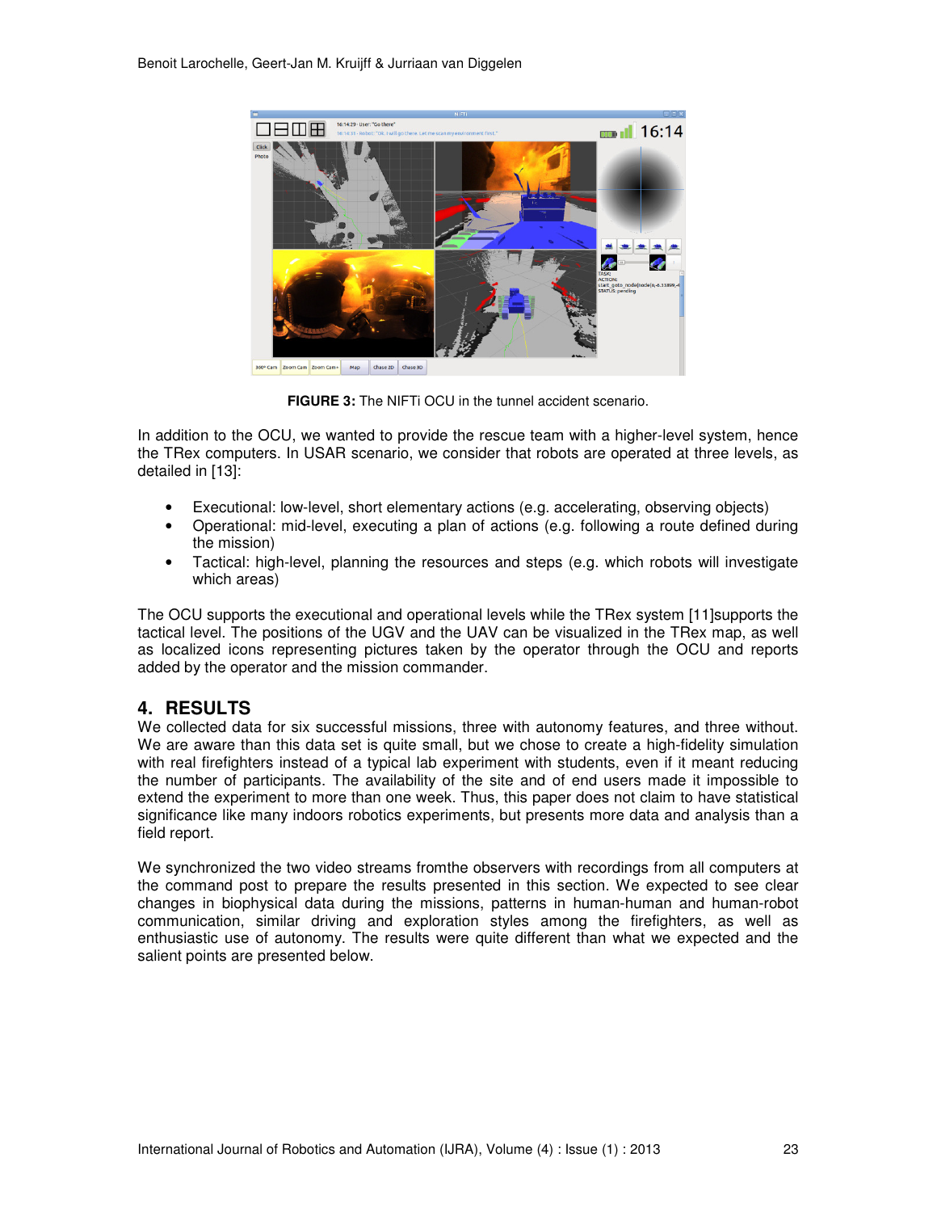**FIGURE 3:** The NIFTi OCU in the tunnel accident scenario.

In addition to the OCU, we wanted to provide the rescue team with a higher-level system, hence the TRex computers. In USAR scenario, we consider that robots are operated at three levels, as detailed in [13]:

- Executional: low-level, short elementary actions (e.g. accelerating, observing objects)
- Operational: mid-level, executing a plan of actions (e.g. following a route defined during the mission)
- Tactical: high-level, planning the resources and steps (e.g. which robots will investigate which areas)

The OCU supports the executional and operational levels while the TRex system [11]supports the tactical level. The positions of the UGV and the UAV can be visualized in the TRex map, as well as localized icons representing pictures taken by the operator through the OCU and reports added by the operator and the mission commander.

## 4. RESULTS

We collected data for six successful missions, three with autonomy features, and three without. We are aware than this data set is quite small, but we chose to create a high-fidelity simulation with real firefighters instead of a typical lab experiment with students, even if it meant reducing the number of participants. The availability of the site and of end users made it impossible to extend the experiment to more than one week. Thus, this paper does not claim to have statistical significance like many indoors robotics experiments, but presents more data and analysis than a field report.

We synchronized the two video streams fromthe observers with recordings from all computers at the command post to prepare the results presented in this section. We expected to see clear changes in biophysical data during the missions, patterns in human-human and human-robot communication, similar driving and exploration styles among the firefighters, as well as enthusiastic use of autonomy. The results were quite different than what we expected and the salient points are presented below.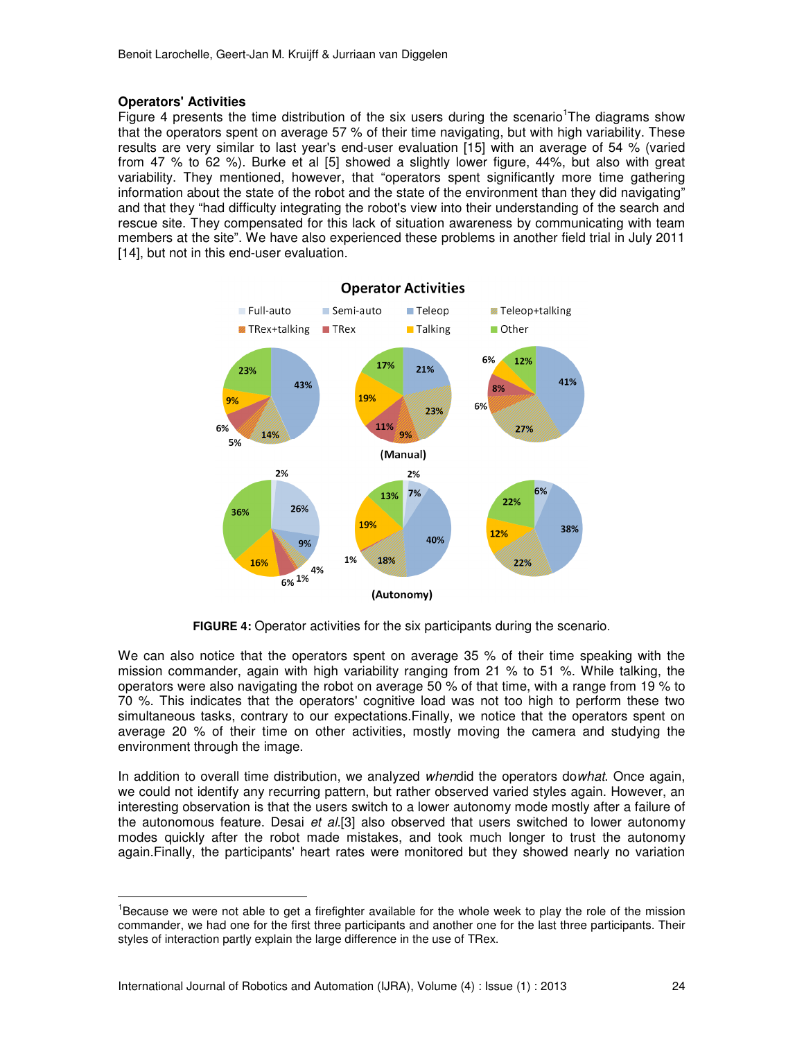**Operators' Activities**

Figure 4 presents the time distribution of the six users during the scenario[1]The diagrams show that the operators spent on average 57 % of their time navigating, but with high variability. These results are very similar to last year's end-user evaluation [15] with an average of 54 % (varied from 47 % to 62 %). Burke et al [5] showed a slightly lower figure, 44%, but also with great variability. They mentioned, however, that "operators spent significantly more time gathering information about the state of the robot and the state of the environment than they did navigating" and that they "had difficulty integrating the robot's view into their understanding of the search and rescue site. They compensated for this lack of situation awareness by communicating with team members at the site". We have also experienced these problems in another field trial in July 2011 [14], but not in this end-user evaluation.

**FIGURE 4:** Operator activities for the six participants during the scenario.

We can also notice that the operators spent on average 35 % of their time speaking with the mission commander, again with high variability ranging from 21 % to 51 %. While talking, the operators were also navigating the robot on average 50 % of that time, with a range from 19 % to 70 %. This indicates that the operators' cognitive load was not too high to perform these two simultaneous tasks, contrary to our expectations.Finally, we notice that the operators spent on average 20 % of their time on other activities, mostly moving the camera and studying the environment through the image.

In addition to overall time distribution, we analyzed *when*did the operators do*what*. Once again, we could not identify any recurring pattern, but rather observed varied styles again. However, an interesting observation is that the users switch to a lower autonomy mode mostly after a failure of the autonomous feature. Desai *et al.*[3] also observed that users switched to lower autonomy modes quickly after the robot made mistakes, and took much longer to trust the autonomy again.Finally, the participants' heart rates were monitored but they showed nearly no variation

[1]Because we were not able to get a firefighter available for the whole week to play the role of the mission commander, we had one for the first three participants and another one for the last three participants. Their styles of interaction partly explain the large difference in the use of TRex.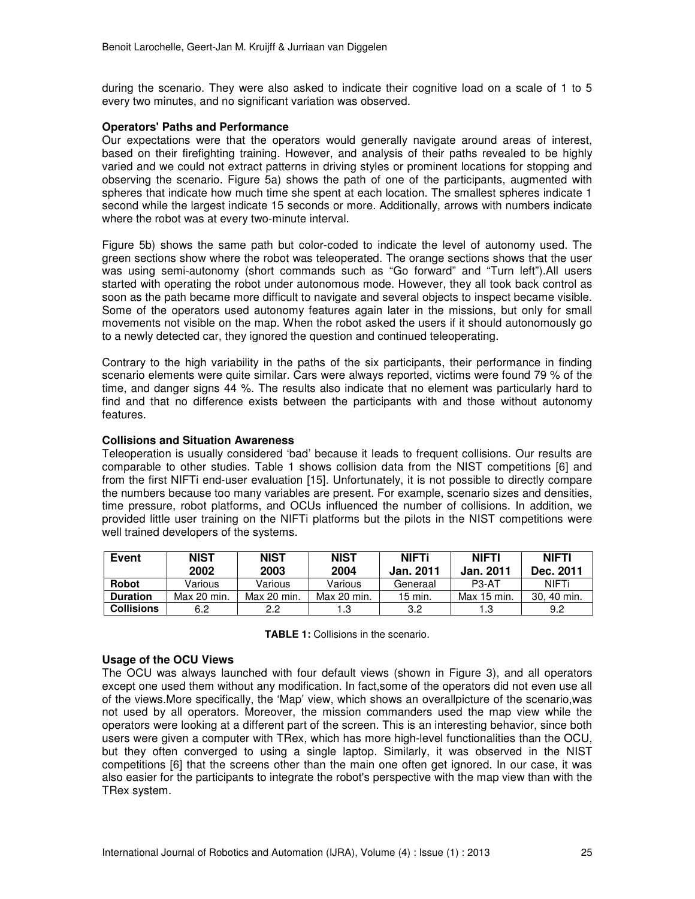during the scenario. They were also asked to indicate their cognitive load on a scale of 1 to 5 every two minutes, and no significant variation was observed.

**Operators' Paths and Performance**

Our expectations were that the operators would generally navigate around areas of interest, based on their firefighting training. However, and analysis of their paths revealed to be highly varied and we could not extract patterns in driving styles or prominent locations for stopping and observing the scenario. Figure 5a) shows the path of one of the participants, augmented with spheres that indicate how much time she spent at each location. The smallest spheres indicate 1 second while the largest indicate 15 seconds or more. Additionally, arrows with numbers indicate where the robot was at every two-minute interval.

Figure 5b) shows the same path but color-coded to indicate the level of autonomy used. The green sections show where the robot was teleoperated. The orange sections shows that the user was using semi-autonomy (short commands such as "Go forward" and "Turn left").All users started with operating the robot under autonomous mode. However, they all took back control as soon as the path became more difficult to navigate and several objects to inspect became visible. Some of the operators used autonomy features again later in the missions, but only for small movements not visible on the map. When the robot asked the users if it should autonomously go to a newly detected car, they ignored the question and continued teleoperating.

Contrary to the high variability in the paths of the six participants, their performance in finding scenario elements were quite similar. Cars were always reported, victims were found 79 % of the time, and danger signs 44 %. The results also indicate that no element was particularly hard to find and that no difference exists between the participants with and those without autonomy features.

**Collisions and Situation Awareness**

Teleoperation is usually considered 'bad' because it leads to frequent collisions. Our results are comparable to other studies. Table 1 shows collision data from the NIST competitions [6] and from the first NIFTi end-user evaluation [15]. Unfortunately, it is not possible to directly compare the numbers because too many variables are present. For example, scenario sizes and densities, time pressure, robot platforms, and OCUs influenced the number of collisions. In addition, we provided little user training on the NIFTi platforms but the pilots in the NIST competitions were well trained developers of the systems.

| Event | NIST 2002 | NIST 2003 | NIST 2004 | NIFTi Jan. 2011 | NIFTI Jan. 2011 | NIFTI Dec. 2011 |
|---|---|---|---|---|---|---|
| **Robot** | Various | Various | Various | Generaal | P3-AT | NIFTi |
| **Duration** | Max 20 min. | Max 20 min. | Max 20 min. | 15 min. | Max 15 min. | 30, 40 min. |
| **Collisions** | 6.2 | 2.2 | 1.3 | 3.2 | 1.3 | 9.2 |

**TABLE 1:** Collisions in the scenario.

**Usage of the OCU Views**

The OCU was always launched with four default views (shown in Figure 3), and all operators except one used them without any modification. In fact,some of the operators did not even use all of the views.More specifically, the 'Map' view, which shows an overallpicture of the scenario,was not used by all operators. Moreover, the mission commanders used the map view while the operators were looking at a different part of the screen. This is an interesting behavior, since both users were given a computer with TRex, which has more high-level functionalities than the OCU, but they often converged to using a single laptop. Similarly, it was observed in the NIST competitions [6] that the screens other than the main one often get ignored. In our case, it was also easier for the participants to integrate the robot's perspective with the map view than with the TRex system.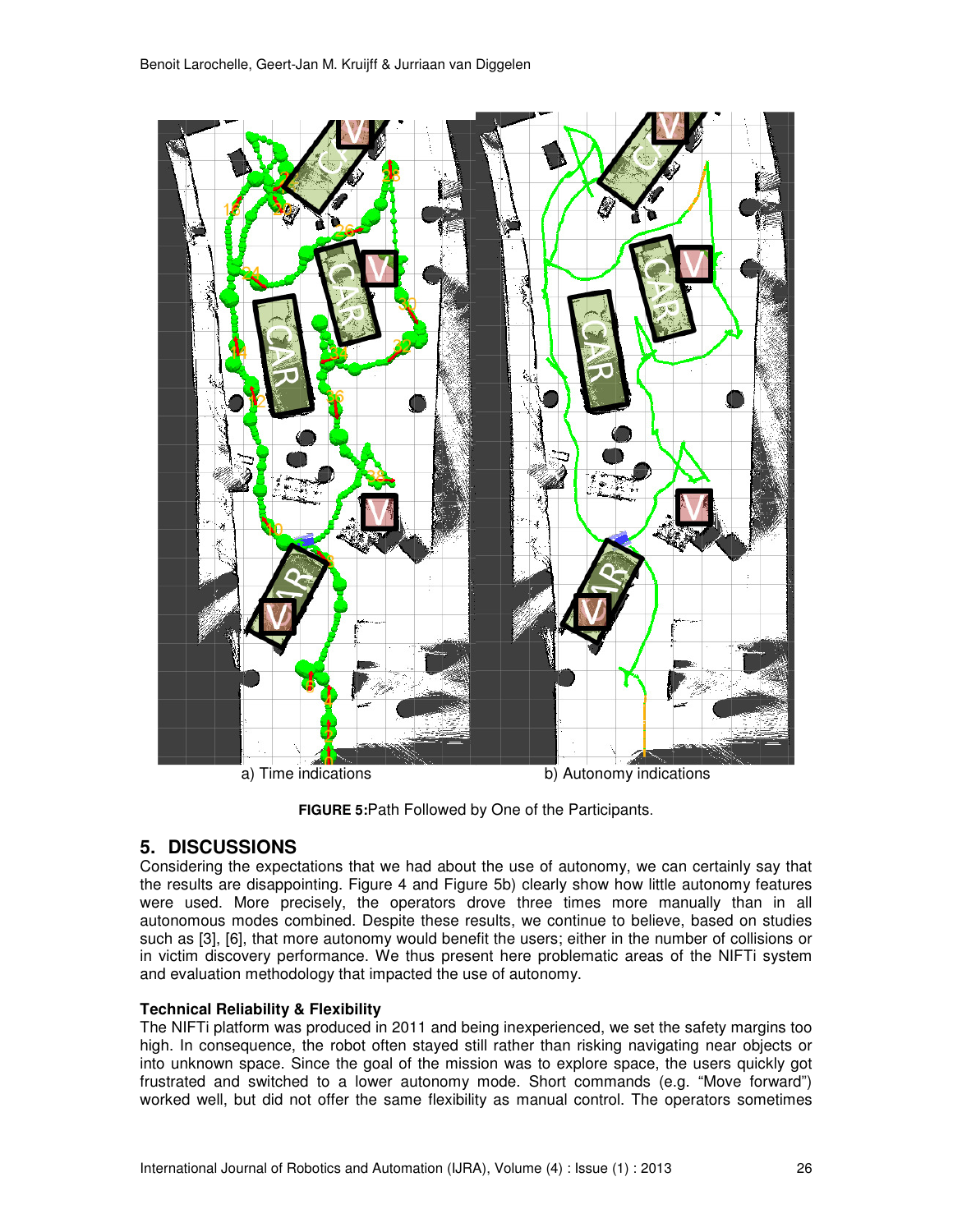a) Time indications b) Autonomy indications

**FIGURE 5:** Path Followed by One of the Participants.

## 5. DISCUSSIONS

Considering the expectations that we had about the use of autonomy, we can certainly say that the results are disappointing. Figure 4 and Figure 5b) clearly show how little autonomy features were used. More precisely, the operators drove three times more manually than in all autonomous modes combined. Despite these results, we continue to believe, based on studies such as [3], [6], that more autonomy would benefit the users; either in the number of collisions or in victim discovery performance. We thus present here problematic areas of the NIFTi system and evaluation methodology that impacted the use of autonomy.

**Technical Reliability & Flexibility**

The NIFTi platform was produced in 2011 and being inexperienced, we set the safety margins too high. In consequence, the robot often stayed still rather than risking navigating near objects or into unknown space. Since the goal of the mission was to explore space, the users quickly got frustrated and switched to a lower autonomy mode. Short commands (e.g. "Move forward") worked well, but did not offer the same flexibility as manual control. The operators sometimes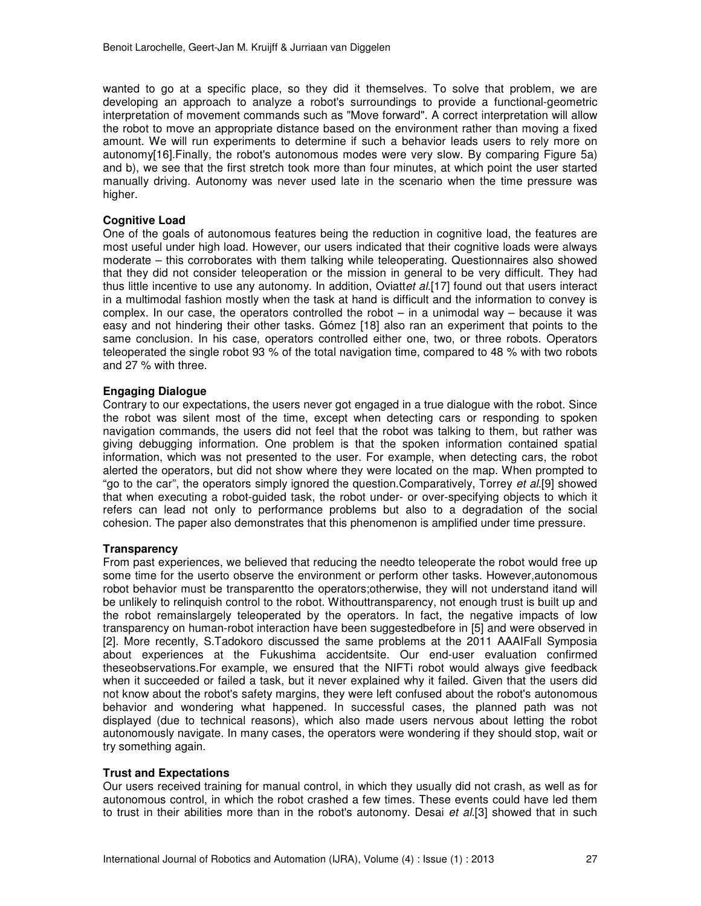wanted to go at a specific place, so they did it themselves. To solve that problem, we are developing an approach to analyze a robot's surroundings to provide a functional-geometric interpretation of movement commands such as "Move forward". A correct interpretation will allow the robot to move an appropriate distance based on the environment rather than moving a fixed amount. We will run experiments to determine if such a behavior leads users to rely more on autonomy[16].Finally, the robot's autonomous modes were very slow. By comparing Figure 5a) and b), we see that the first stretch took more than four minutes, at which point the user started manually driving. Autonomy was never used late in the scenario when the time pressure was higher.

**Cognitive Load**

One of the goals of autonomous features being the reduction in cognitive load, the features are most useful under high load. However, our users indicated that their cognitive loads were always moderate – this corroborates with them talking while teleoperating. Questionnaires also showed that they did not consider teleoperation or the mission in general to be very difficult. They had thus little incentive to use any autonomy. In addition, Oviatt*et al.*[17] found out that users interact in a multimodal fashion mostly when the task at hand is difficult and the information to convey is complex. In our case, the operators controlled the robot – in a unimodal way – because it was easy and not hindering their other tasks. Gómez [18] also ran an experiment that points to the same conclusion. In his case, operators controlled either one, two, or three robots. Operators teleoperated the single robot 93 % of the total navigation time, compared to 48 % with two robots and 27 % with three.

**Engaging Dialogue**

Contrary to our expectations, the users never got engaged in a true dialogue with the robot. Since the robot was silent most of the time, except when detecting cars or responding to spoken navigation commands, the users did not feel that the robot was talking to them, but rather was giving debugging information. One problem is that the spoken information contained spatial information, which was not presented to the user. For example, when detecting cars, the robot alerted the operators, but did not show where they were located on the map. When prompted to "go to the car", the operators simply ignored the question.Comparatively, Torrey *et al.*[9] showed that when executing a robot-guided task, the robot under- or over-specifying objects to which it refers can lead not only to performance problems but also to a degradation of the social cohesion. The paper also demonstrates that this phenomenon is amplified under time pressure.

**Transparency**

From past experiences, we believed that reducing the needto teleoperate the robot would free up some time for the userto observe the environment or perform other tasks. However,autonomous robot behavior must be transparentto the operators;otherwise, they will not understand itand will be unlikely to relinquish control to the robot. Withouttransparency, not enough trust is built up and the robot remainslargely teleoperated by the operators. In fact, the negative impacts of low transparency on human-robot interaction have been suggestedbefore in [5] and were observed in [2]. More recently, S.Tadokoro discussed the same problems at the 2011 AAAIFall Symposia about experiences at the Fukushima accidentsite. Our end-user evaluation confirmed theseobservations.For example, we ensured that the NIFTi robot would always give feedback when it succeeded or failed a task, but it never explained why it failed. Given that the users did not know about the robot's safety margins, they were left confused about the robot's autonomous behavior and wondering what happened. In successful cases, the planned path was not displayed (due to technical reasons), which also made users nervous about letting the robot autonomously navigate. In many cases, the operators were wondering if they should stop, wait or try something again.

**Trust and Expectations**

Our users received training for manual control, in which they usually did not crash, as well as for autonomous control, in which the robot crashed a few times. These events could have led them to trust in their abilities more than in the robot's autonomy. Desai *et al.*[3] showed that in such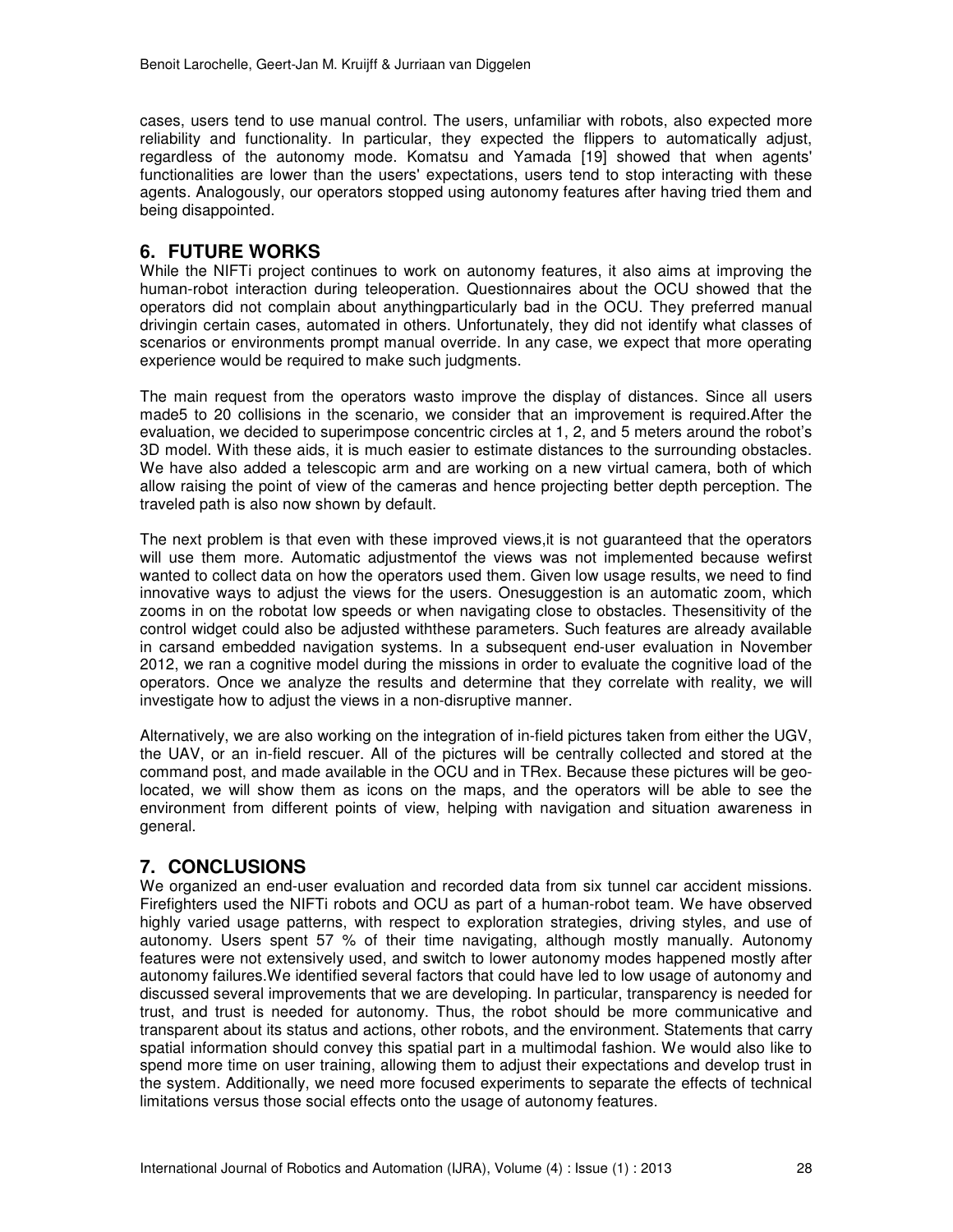cases, users tend to use manual control. The users, unfamiliar with robots, also expected more reliability and functionality. In particular, they expected the flippers to automatically adjust, regardless of the autonomy mode. Komatsu and Yamada [19] showed that when agents' functionalities are lower than the users' expectations, users tend to stop interacting with these agents. Analogously, our operators stopped using autonomy features after having tried them and being disappointed.

## 6. FUTURE WORKS

While the NIFTi project continues to work on autonomy features, it also aims at improving the human-robot interaction during teleoperation. Questionnaires about the OCU showed that the operators did not complain about anythingparticularly bad in the OCU. They preferred manual drivingin certain cases, automated in others. Unfortunately, they did not identify what classes of scenarios or environments prompt manual override. In any case, we expect that more operating experience would be required to make such judgments.

The main request from the operators wasto improve the display of distances. Since all users made5 to 20 collisions in the scenario, we consider that an improvement is required.After the evaluation, we decided to superimpose concentric circles at 1, 2, and 5 meters around the robot's 3D model. With these aids, it is much easier to estimate distances to the surrounding obstacles. We have also added a telescopic arm and are working on a new virtual camera, both of which allow raising the point of view of the cameras and hence projecting better depth perception. The traveled path is also now shown by default.

The next problem is that even with these improved views,it is not guaranteed that the operators will use them more. Automatic adjustmentof the views was not implemented because wefirst wanted to collect data on how the operators used them. Given low usage results, we need to find innovative ways to adjust the views for the users. Onesuggestion is an automatic zoom, which zooms in on the robotat low speeds or when navigating close to obstacles. Thesensitivity of the control widget could also be adjusted withthese parameters. Such features are already available in carsand embedded navigation systems. In a subsequent end-user evaluation in November 2012, we ran a cognitive model during the missions in order to evaluate the cognitive load of the operators. Once we analyze the results and determine that they correlate with reality, we will investigate how to adjust the views in a non-disruptive manner.

Alternatively, we are also working on the integration of in-field pictures taken from either the UGV, the UAV, or an in-field rescuer. All of the pictures will be centrally collected and stored at the command post, and made available in the OCU and in TRex. Because these pictures will be geo-located, we will show them as icons on the maps, and the operators will be able to see the environment from different points of view, helping with navigation and situation awareness in general.

## 7. CONCLUSIONS

We organized an end-user evaluation and recorded data from six tunnel car accident missions. Firefighters used the NIFTi robots and OCU as part of a human-robot team. We have observed highly varied usage patterns, with respect to exploration strategies, driving styles, and use of autonomy. Users spent 57 % of their time navigating, although mostly manually. Autonomy features were not extensively used, and switch to lower autonomy modes happened mostly after autonomy failures.We identified several factors that could have led to low usage of autonomy and discussed several improvements that we are developing. In particular, transparency is needed for trust, and trust is needed for autonomy. Thus, the robot should be more communicative and transparent about its status and actions, other robots, and the environment. Statements that carry spatial information should convey this spatial part in a multimodal fashion. We would also like to spend more time on user training, allowing them to adjust their expectations and develop trust in the system. Additionally, we need more focused experiments to separate the effects of technical limitations versus those social effects onto the usage of autonomy features.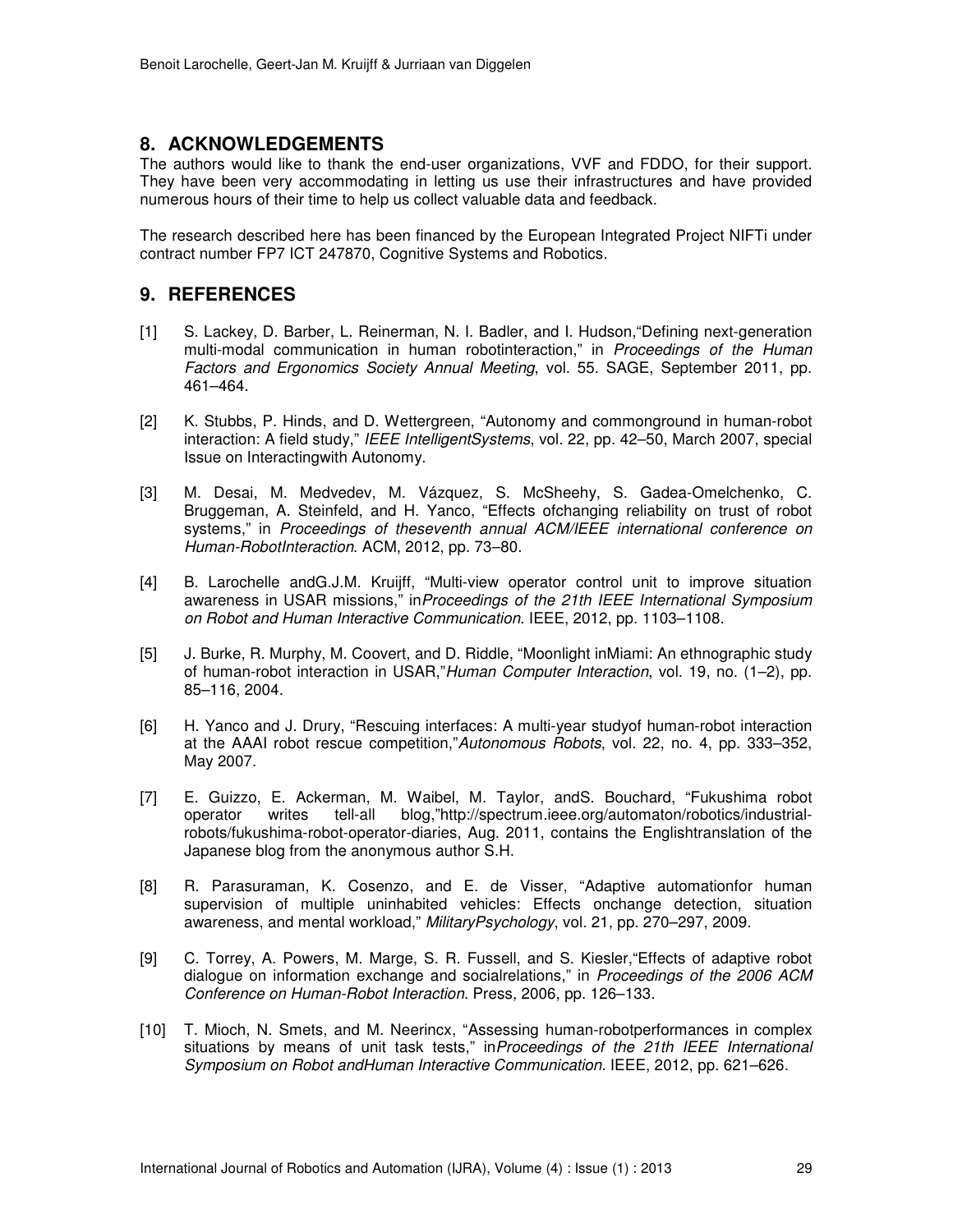## 8. ACKNOWLEDGEMENTS

The authors would like to thank the end-user organizations, VVF and FDDO, for their support. They have been very accommodating in letting us use their infrastructures and have provided numerous hours of their time to help us collect valuable data and feedback.

The research described here has been financed by the European Integrated Project NIFTi under contract number FP7 ICT 247870, Cognitive Systems and Robotics.

## 9. REFERENCES

[1] S. Lackey, D. Barber, L. Reinerman, N. I. Badler, and I. Hudson,"Defining next-generation multi-modal communication in human robotinteraction," in *Proceedings of the Human Factors and Ergonomics Society Annual Meeting*, vol. 55. SAGE, September 2011, pp. 461–464.

[2] K. Stubbs, P. Hinds, and D. Wettergreen, "Autonomy and commonground in human-robot interaction: A field study," *IEEE IntelligentSystems*, vol. 22, pp. 42–50, March 2007, special Issue on Interactingwith Autonomy.

[3] M. Desai, M. Medvedev, M. Vázquez, S. McSheehy, S. Gadea-Omelchenko, C. Bruggeman, A. Steinfeld, and H. Yanco, "Effects ofchanging reliability on trust of robot systems," in *Proceedings of theseventh annual ACM/IEEE international conference on Human-RobotInteraction*. ACM, 2012, pp. 73–80.

[4] B. Larochelle andG.J.M. Kruijff, "Multi-view operator control unit to improve situation awareness in USAR missions," in*Proceedings of the 21th IEEE International Symposium on Robot and Human Interactive Communication*. IEEE, 2012, pp. 1103–1108.

[5] J. Burke, R. Murphy, M. Coovert, and D. Riddle, "Moonlight inMiami: An ethnographic study of human-robot interaction in USAR,"*Human Computer Interaction*, vol. 19, no. (1–2), pp. 85–116, 2004.

[6] H. Yanco and J. Drury, "Rescuing interfaces: A multi-year studyof human-robot interaction at the AAAI robot rescue competition,"*Autonomous Robots*, vol. 22, no. 4, pp. 333–352, May 2007.

[7] E. Guizzo, E. Ackerman, M. Waibel, M. Taylor, andS. Bouchard, "Fukushima robot operator writes tell-all blog,"http://spectrum.ieee.org/automaton/robotics/industrial-robots/fukushima-robot-operator-diaries, Aug. 2011, contains the Englishtranslation of the Japanese blog from the anonymous author S.H.

[8] R. Parasuraman, K. Cosenzo, and E. de Visser, "Adaptive automationfor human supervision of multiple uninhabited vehicles: Effects onchange detection, situation awareness, and mental workload," *MilitaryPsychology*, vol. 21, pp. 270–297, 2009.

[9] C. Torrey, A. Powers, M. Marge, S. R. Fussell, and S. Kiesler,"Effects of adaptive robot dialogue on information exchange and socialrelations," in *Proceedings of the 2006 ACM Conference on Human-Robot Interaction*. Press, 2006, pp. 126–133.

[10] T. Mioch, N. Smets, and M. Neerincx, "Assessing human-robotperformances in complex situations by means of unit task tests," in*Proceedings of the 21th IEEE International Symposium on Robot andHuman Interactive Communication*. IEEE, 2012, pp. 621–626.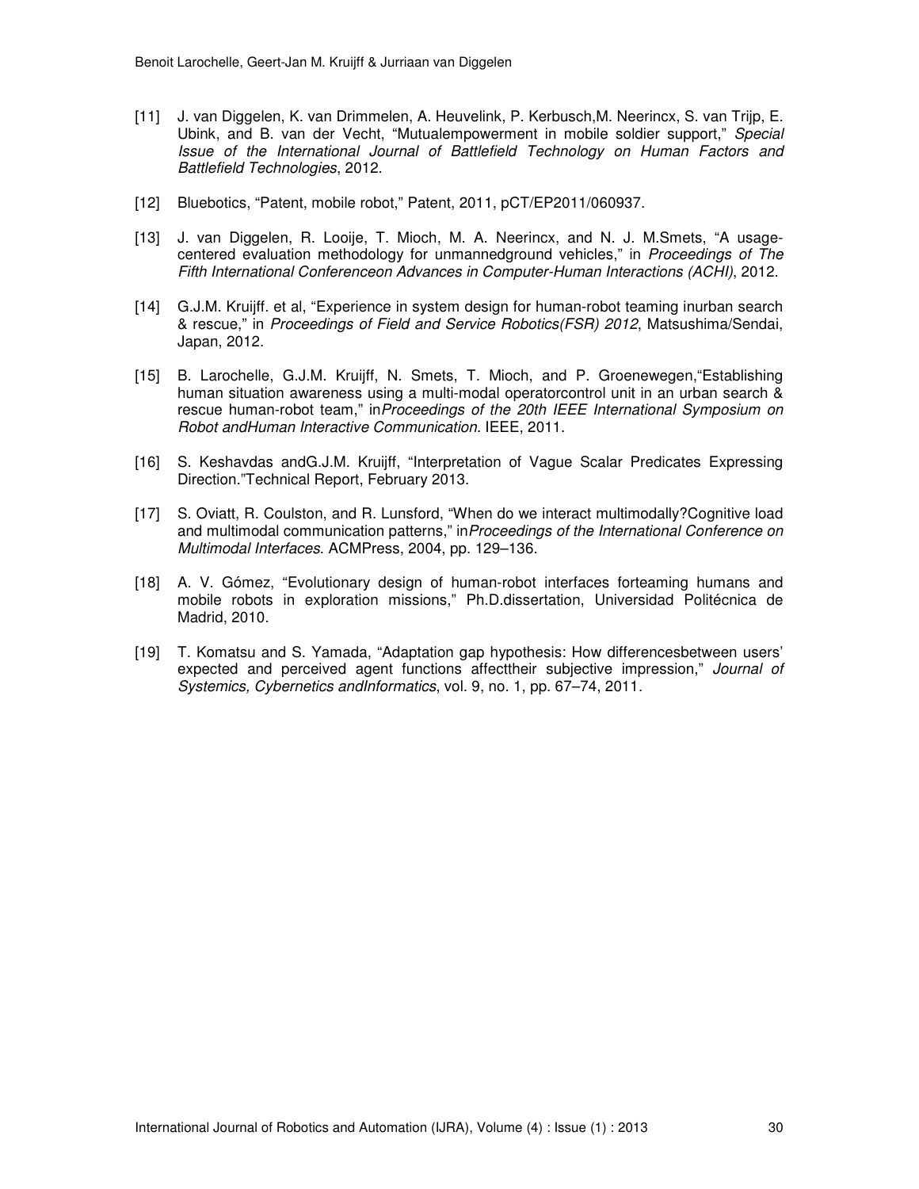[11] J. van Diggelen, K. van Drimmelen, A. Heuvelink, P. Kerbusch,M. Neerincx, S. van Trijp, E. Ubink, and B. van der Vecht, "Mutualempowerment in mobile soldier support," *Special Issue of the International Journal of Battlefield Technology on Human Factors and Battlefield Technologies*, 2012.

[12] Bluebotics, "Patent, mobile robot," Patent, 2011, pCT/EP2011/060937.

[13] J. van Diggelen, R. Looije, T. Mioch, M. A. Neerincx, and N. J. M.Smets, "A usage-centered evaluation methodology for unmannedground vehicles," in *Proceedings of The Fifth International Conferenceon Advances in Computer-Human Interactions (ACHI)*, 2012.

[14] G.J.M. Kruijff. et al, "Experience in system design for human-robot teaming inurban search & rescue," in *Proceedings of Field and Service Robotics(FSR) 2012*, Matsushima/Sendai, Japan, 2012.

[15] B. Larochelle, G.J.M. Kruijff, N. Smets, T. Mioch, and P. Groenewegen,"Establishing human situation awareness using a multi-modal operatorcontrol unit in an urban search & rescue human-robot team," in*Proceedings of the 20th IEEE International Symposium on Robot andHuman Interactive Communication*. IEEE, 2011.

[16] S. Keshavdas andG.J.M. Kruijff, "Interpretation of Vague Scalar Predicates Expressing Direction."Technical Report, February 2013.

[17] S. Oviatt, R. Coulston, and R. Lunsford, "When do we interact multimodally?Cognitive load and multimodal communication patterns," in*Proceedings of the International Conference on Multimodal Interfaces*. ACMPress, 2004, pp. 129–136.

[18] A. V. Gómez, "Evolutionary design of human-robot interfaces forteaming humans and mobile robots in exploration missions," Ph.D.dissertation, Universidad Politécnica de Madrid, 2010.

[19] T. Komatsu and S. Yamada, "Adaptation gap hypothesis: How differencesbetween users' expected and perceived agent functions affecttheir subjective impression," *Journal of Systemics, Cybernetics andInformatics*, vol. 9, no. 1, pp. 67–74, 2011.